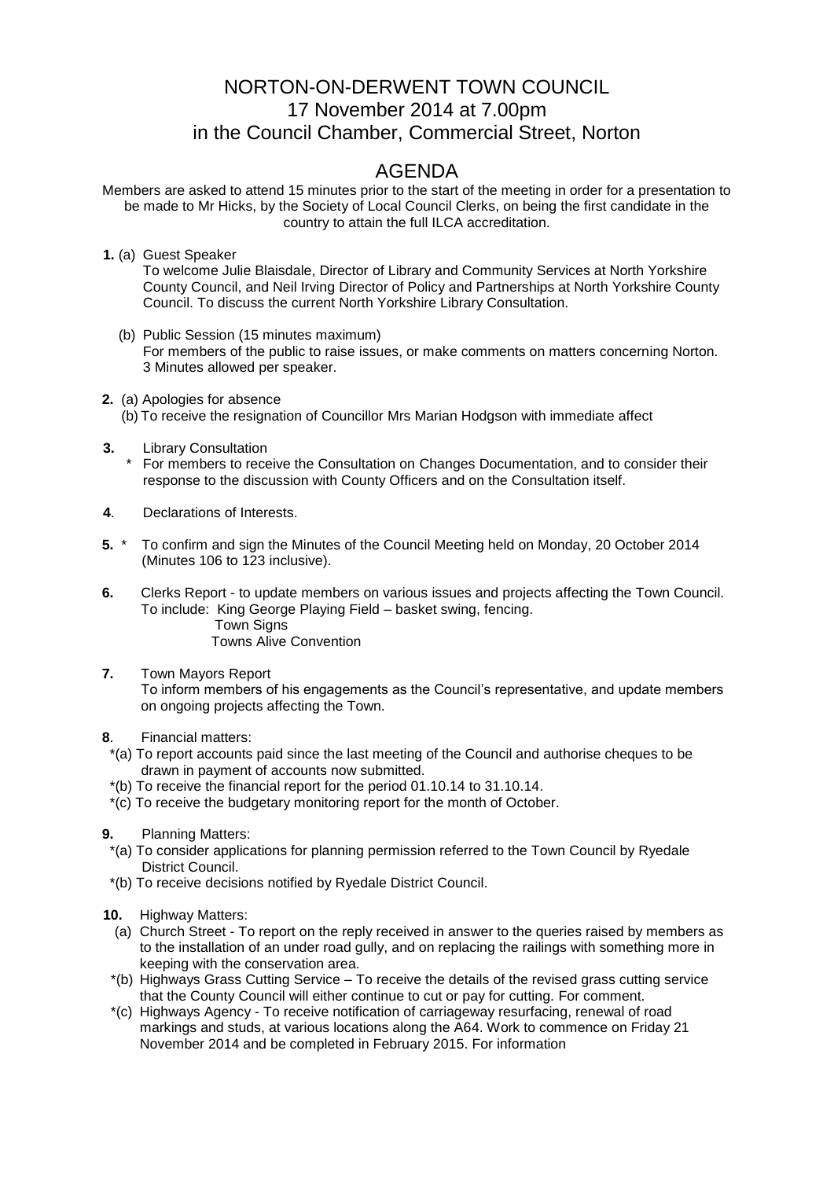# NORTON-ON-DERWENT TOWN COUNCIL
## 17 November 2014 at 7.00pm
## in the Council Chamber, Commercial Street, Norton

## AGENDA

Members are asked to attend 15 minutes prior to the start of the meeting in order for a presentation to be made to Mr Hicks, by the Society of Local Council Clerks, on being the first candidate in the country to attain the full ILCA accreditation.

**1.** (a) Guest Speaker
To welcome Julie Blaisdale, Director of Library and Community Services at North Yorkshire County Council, and Neil Irving Director of Policy and Partnerships at North Yorkshire County Council. To discuss the current North Yorkshire Library Consultation.

(b) Public Session (15 minutes maximum)
For members of the public to raise issues, or make comments on matters concerning Norton. 3 Minutes allowed per speaker.

**2.** (a) Apologies for absence
(b) To receive the resignation of Councillor Mrs Marian Hodgson with immediate affect

**3.** Library Consultation
\* For members to receive the Consultation on Changes Documentation, and to consider their response to the discussion with County Officers and on the Consultation itself.

**4**. Declarations of Interests.

**5.** \* To confirm and sign the Minutes of the Council Meeting held on Monday, 20 October 2014 (Minutes 106 to 123 inclusive).

**6.** Clerks Report - to update members on various issues and projects affecting the Town Council.
To include: King George Playing Field – basket swing, fencing.
Town Signs
Towns Alive Convention

**7.** Town Mayors Report
To inform members of his engagements as the Council's representative, and update members on ongoing projects affecting the Town.

**8**. Financial matters:
\*(a) To report accounts paid since the last meeting of the Council and authorise cheques to be drawn in payment of accounts now submitted.
\*(b) To receive the financial report for the period 01.10.14 to 31.10.14.
\*(c) To receive the budgetary monitoring report for the month of October.

**9.** Planning Matters:
\*(a) To consider applications for planning permission referred to the Town Council by Ryedale District Council.
\*(b) To receive decisions notified by Ryedale District Council.

**10.** Highway Matters:
(a) Church Street - To report on the reply received in answer to the queries raised by members as to the installation of an under road gully, and on replacing the railings with something more in keeping with the conservation area.
\*(b) Highways Grass Cutting Service – To receive the details of the revised grass cutting service that the County Council will either continue to cut or pay for cutting. For comment.
\*(c) Highways Agency - To receive notification of carriageway resurfacing, renewal of road markings and studs, at various locations along the A64. Work to commence on Friday 21 November 2014 and be completed in February 2015. For information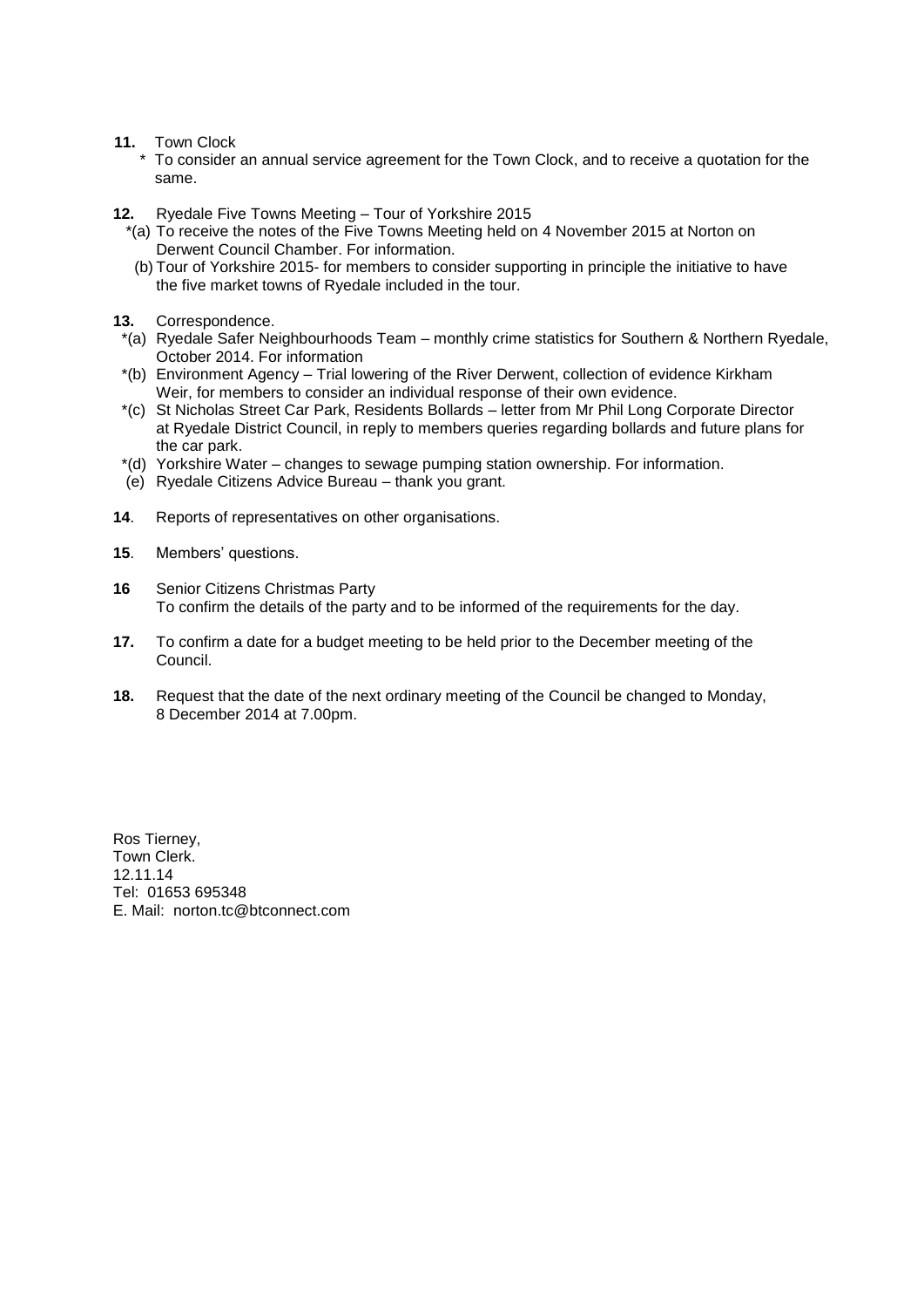**11.** Town Clock

\* To consider an annual service agreement for the Town Clock, and to receive a quotation for the same.

**12.** Ryedale Five Towns Meeting – Tour of Yorkshire 2015

\*(a) To receive the notes of the Five Towns Meeting held on 4 November 2015 at Norton on Derwent Council Chamber. For information.

(b) Tour of Yorkshire 2015- for members to consider supporting in principle the initiative to have the five market towns of Ryedale included in the tour.

**13.** Correspondence.

\*(a) Ryedale Safer Neighbourhoods Team – monthly crime statistics for Southern & Northern Ryedale, October 2014. For information

\*(b) Environment Agency – Trial lowering of the River Derwent, collection of evidence Kirkham Weir, for members to consider an individual response of their own evidence.

\*(c) St Nicholas Street Car Park, Residents Bollards – letter from Mr Phil Long Corporate Director at Ryedale District Council, in reply to members queries regarding bollards and future plans for the car park.

\*(d) Yorkshire Water – changes to sewage pumping station ownership. For information.

(e) Ryedale Citizens Advice Bureau – thank you grant.

**14**. Reports of representatives on other organisations.

**15**. Members' questions.

**16** Senior Citizens Christmas Party
To confirm the details of the party and to be informed of the requirements for the day.

**17.** To confirm a date for a budget meeting to be held prior to the December meeting of the Council.

**18.** Request that the date of the next ordinary meeting of the Council be changed to Monday, 8 December 2014 at 7.00pm.

Ros Tierney,
Town Clerk.
12.11.14
Tel: 01653 695348
E. Mail: norton.tc@btconnect.com